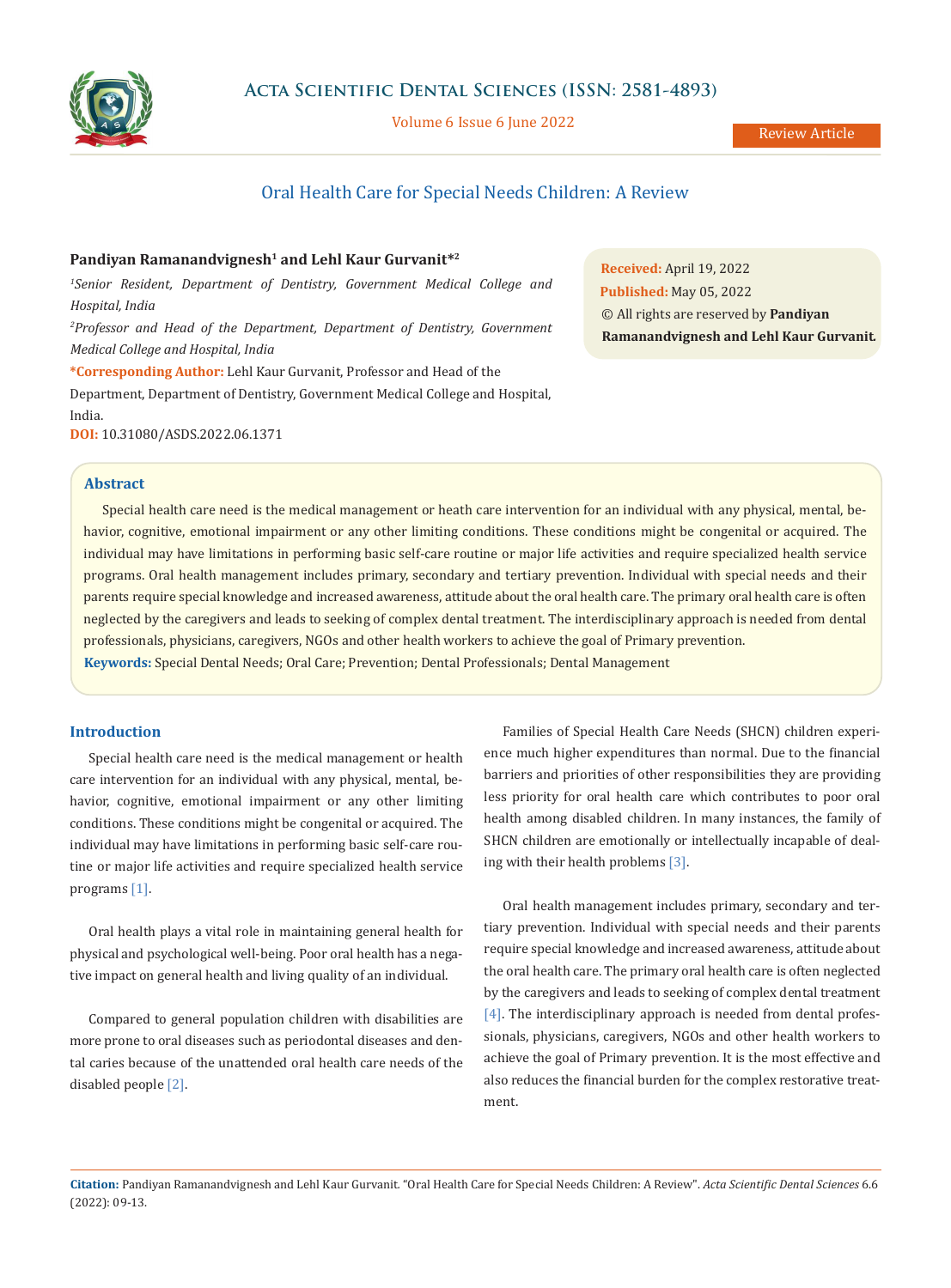# Oral Health Care for Special Needs Children: A Review

**Pandiyan Ramanandvignesh[1] and Lehl Kaur Gurvanit*[2]**

*[1]Senior Resident, Department of Dentistry, Government Medical College and Hospital, India*

*[2]Professor and Head of the Department, Department of Dentistry, Government Medical College and Hospital, India*

**\*Corresponding Author:** Lehl Kaur Gurvanit, Professor and Head of the Department, Department of Dentistry, Government Medical College and Hospital, India.

**DOI:** 10.31080/ASDS.2022.06.1371

**Received:** April 19, 2022
**Published:** May 05, 2022
© All rights are reserved by **Pandiyan Ramanandvignesh and Lehl Kaur Gurvanit.**

## Abstract

Special health care need is the medical management or heath care intervention for an individual with any physical, mental, behavior, cognitive, emotional impairment or any other limiting conditions. These conditions might be congenital or acquired. The individual may have limitations in performing basic self-care routine or major life activities and require specialized health service programs. Oral health management includes primary, secondary and tertiary prevention. Individual with special needs and their parents require special knowledge and increased awareness, attitude about the oral health care. The primary oral health care is often neglected by the caregivers and leads to seeking of complex dental treatment. The interdisciplinary approach is needed from dental professionals, physicians, caregivers, NGOs and other health workers to achieve the goal of Primary prevention.

**Keywords:** Special Dental Needs; Oral Care; Prevention; Dental Professionals; Dental Management

## Introduction

Special health care need is the medical management or health care intervention for an individual with any physical, mental, behavior, cognitive, emotional impairment or any other limiting conditions. These conditions might be congenital or acquired. The individual may have limitations in performing basic self-care routine or major life activities and require specialized health service programs [1].

Oral health plays a vital role in maintaining general health for physical and psychological well-being. Poor oral health has a negative impact on general health and living quality of an individual.

Compared to general population children with disabilities are more prone to oral diseases such as periodontal diseases and dental caries because of the unattended oral health care needs of the disabled people [2].

Families of Special Health Care Needs (SHCN) children experience much higher expenditures than normal. Due to the financial barriers and priorities of other responsibilities they are providing less priority for oral health care which contributes to poor oral health among disabled children. In many instances, the family of SHCN children are emotionally or intellectually incapable of dealing with their health problems [3].

Oral health management includes primary, secondary and tertiary prevention. Individual with special needs and their parents require special knowledge and increased awareness, attitude about the oral health care. The primary oral health care is often neglected by the caregivers and leads to seeking of complex dental treatment [4]. The interdisciplinary approach is needed from dental professionals, physicians, caregivers, NGOs and other health workers to achieve the goal of Primary prevention. It is the most effective and also reduces the financial burden for the complex restorative treatment.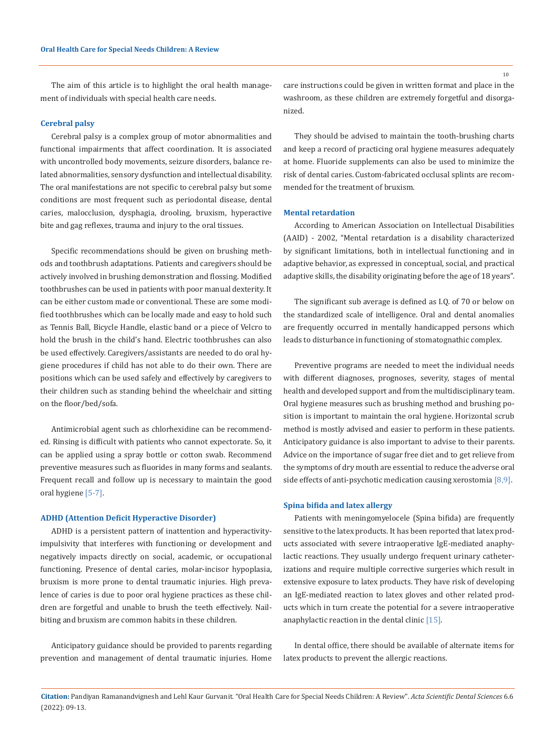The aim of this article is to highlight the oral health management of individuals with special health care needs.

### Cerebral palsy

Cerebral palsy is a complex group of motor abnormalities and functional impairments that affect coordination. It is associated with uncontrolled body movements, seizure disorders, balance related abnormalities, sensory dysfunction and intellectual disability. The oral manifestations are not specific to cerebral palsy but some conditions are most frequent such as periodontal disease, dental caries, malocclusion, dysphagia, drooling, bruxism, hyperactive bite and gag reflexes, trauma and injury to the oral tissues.

Specific recommendations should be given on brushing methods and toothbrush adaptations. Patients and caregivers should be actively involved in brushing demonstration and flossing. Modified toothbrushes can be used in patients with poor manual dexterity. It can be either custom made or conventional. These are some modified toothbrushes which can be locally made and easy to hold such as Tennis Ball, Bicycle Handle, elastic band or a piece of Velcro to hold the brush in the child's hand. Electric toothbrushes can also be used effectively. Caregivers/assistants are needed to do oral hygiene procedures if child has not able to do their own. There are positions which can be used safely and effectively by caregivers to their children such as standing behind the wheelchair and sitting on the floor/bed/sofa.

Antimicrobial agent such as chlorhexidine can be recommended. Rinsing is difficult with patients who cannot expectorate. So, it can be applied using a spray bottle or cotton swab. Recommend preventive measures such as fluorides in many forms and sealants. Frequent recall and follow up is necessary to maintain the good oral hygiene [5-7].

### ADHD (Attention Deficit Hyperactive Disorder)

ADHD is a persistent pattern of inattention and hyperactivity-impulsivity that interferes with functioning or development and negatively impacts directly on social, academic, or occupational functioning. Presence of dental caries, molar-incisor hypoplasia, bruxism is more prone to dental traumatic injuries. High prevalence of caries is due to poor oral hygiene practices as these children are forgetful and unable to brush the teeth effectively. Nail-biting and bruxism are common habits in these children.

Anticipatory guidance should be provided to parents regarding prevention and management of dental traumatic injuries. Home care instructions could be given in written format and place in the washroom, as these children are extremely forgetful and disorganized.

They should be advised to maintain the tooth-brushing charts and keep a record of practicing oral hygiene measures adequately at home. Fluoride supplements can also be used to minimize the risk of dental caries. Custom-fabricated occlusal splints are recommended for the treatment of bruxism.

### Mental retardation

According to American Association on Intellectual Disabilities (AAID) - 2002, "Mental retardation is a disability characterized by significant limitations, both in intellectual functioning and in adaptive behavior, as expressed in conceptual, social, and practical adaptive skills, the disability originating before the age of 18 years".

The significant sub average is defined as I.Q. of 70 or below on the standardized scale of intelligence. Oral and dental anomalies are frequently occurred in mentally handicapped persons which leads to disturbance in functioning of stomatognathic complex.

Preventive programs are needed to meet the individual needs with different diagnoses, prognoses, severity, stages of mental health and developed support and from the multidisciplinary team. Oral hygiene measures such as brushing method and brushing position is important to maintain the oral hygiene. Horizontal scrub method is mostly advised and easier to perform in these patients. Anticipatory guidance is also important to advise to their parents. Advice on the importance of sugar free diet and to get relieve from the symptoms of dry mouth are essential to reduce the adverse oral side effects of anti-psychotic medication causing xerostomia [8,9].

### Spina bifida and latex allergy

Patients with meningomyelocele (Spina bifida) are frequently sensitive to the latex products. It has been reported that latex products associated with severe intraoperative IgE-mediated anaphylactic reactions. They usually undergo frequent urinary catheterizations and require multiple corrective surgeries which result in extensive exposure to latex products. They have risk of developing an IgE-mediated reaction to latex gloves and other related products which in turn create the potential for a severe intraoperative anaphylactic reaction in the dental clinic [15].

In dental office, there should be available of alternate items for latex products to prevent the allergic reactions.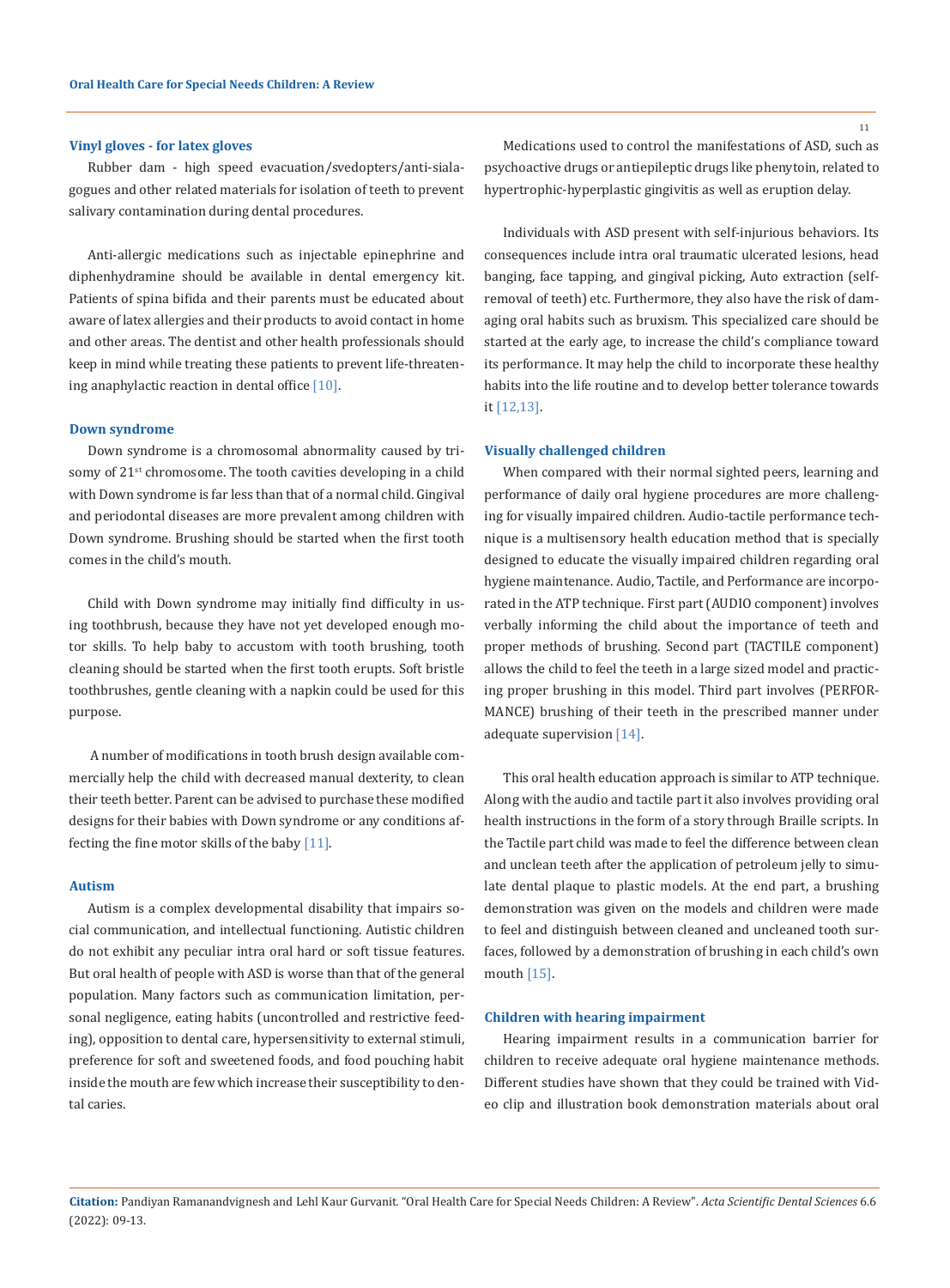### Vinyl gloves - for latex gloves

Rubber dam - high speed evacuation/svedopters/anti-sialagogues and other related materials for isolation of teeth to prevent salivary contamination during dental procedures.

Anti-allergic medications such as injectable epinephrine and diphenhydramine should be available in dental emergency kit. Patients of spina bifida and their parents must be educated about aware of latex allergies and their products to avoid contact in home and other areas. The dentist and other health professionals should keep in mind while treating these patients to prevent life-threatening anaphylactic reaction in dental office [10].

### Down syndrome

Down syndrome is a chromosomal abnormality caused by trisomy of 21st chromosome. The tooth cavities developing in a child with Down syndrome is far less than that of a normal child. Gingival and periodontal diseases are more prevalent among children with Down syndrome. Brushing should be started when the first tooth comes in the child's mouth.

Child with Down syndrome may initially find difficulty in using toothbrush, because they have not yet developed enough motor skills. To help baby to accustom with tooth brushing, tooth cleaning should be started when the first tooth erupts. Soft bristle toothbrushes, gentle cleaning with a napkin could be used for this purpose.

A number of modifications in tooth brush design available commercially help the child with decreased manual dexterity, to clean their teeth better. Parent can be advised to purchase these modified designs for their babies with Down syndrome or any conditions affecting the fine motor skills of the baby [11].

### Autism

Autism is a complex developmental disability that impairs social communication, and intellectual functioning. Autistic children do not exhibit any peculiar intra oral hard or soft tissue features. But oral health of people with ASD is worse than that of the general population. Many factors such as communication limitation, personal negligence, eating habits (uncontrolled and restrictive feeding), opposition to dental care, hypersensitivity to external stimuli, preference for soft and sweetened foods, and food pouching habit inside the mouth are few which increase their susceptibility to dental caries.

Medications used to control the manifestations of ASD, such as psychoactive drugs or antiepileptic drugs like phenytoin, related to hypertrophic-hyperplastic gingivitis as well as eruption delay.

Individuals with ASD present with self-injurious behaviors. Its consequences include intra oral traumatic ulcerated lesions, head banging, face tapping, and gingival picking, Auto extraction (self-removal of teeth) etc. Furthermore, they also have the risk of damaging oral habits such as bruxism. This specialized care should be started at the early age, to increase the child's compliance toward its performance. It may help the child to incorporate these healthy habits into the life routine and to develop better tolerance towards it [12,13].

### Visually challenged children

When compared with their normal sighted peers, learning and performance of daily oral hygiene procedures are more challenging for visually impaired children. Audio-tactile performance technique is a multisensory health education method that is specially designed to educate the visually impaired children regarding oral hygiene maintenance. Audio, Tactile, and Performance are incorporated in the ATP technique. First part (AUDIO component) involves verbally informing the child about the importance of teeth and proper methods of brushing. Second part (TACTILE component) allows the child to feel the teeth in a large sized model and practicing proper brushing in this model. Third part involves (PERFORMANCE) brushing of their teeth in the prescribed manner under adequate supervision [14].

This oral health education approach is similar to ATP technique. Along with the audio and tactile part it also involves providing oral health instructions in the form of a story through Braille scripts. In the Tactile part child was made to feel the difference between clean and unclean teeth after the application of petroleum jelly to simulate dental plaque to plastic models. At the end part, a brushing demonstration was given on the models and children were made to feel and distinguish between cleaned and uncleaned tooth surfaces, followed by a demonstration of brushing in each child's own mouth [15].

### Children with hearing impairment

Hearing impairment results in a communication barrier for children to receive adequate oral hygiene maintenance methods. Different studies have shown that they could be trained with Video clip and illustration book demonstration materials about oral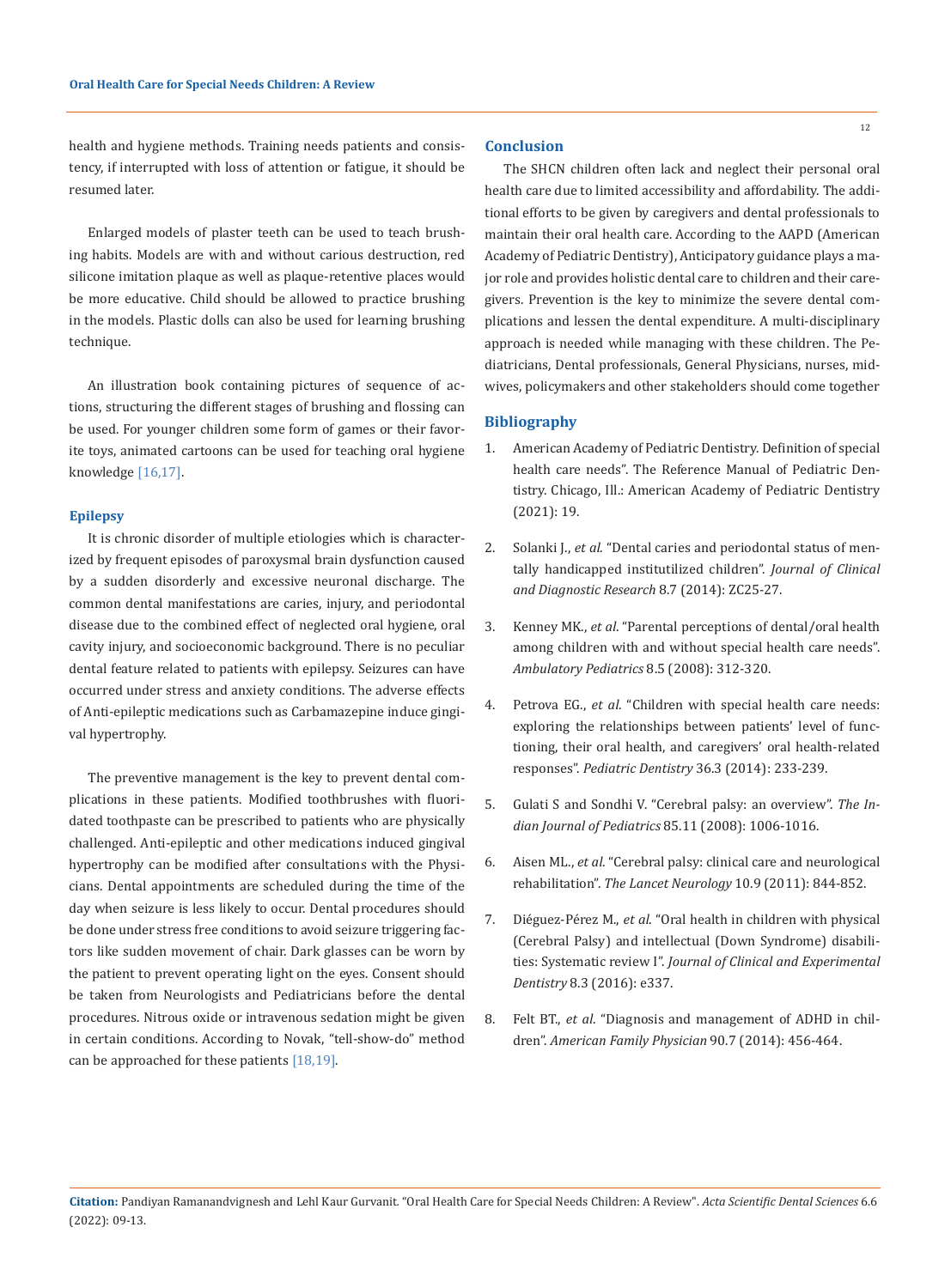health and hygiene methods. Training needs patients and consistency, if interrupted with loss of attention or fatigue, it should be resumed later.

Enlarged models of plaster teeth can be used to teach brushing habits. Models are with and without carious destruction, red silicone imitation plaque as well as plaque-retentive places would be more educative. Child should be allowed to practice brushing in the models. Plastic dolls can also be used for learning brushing technique.

An illustration book containing pictures of sequence of actions, structuring the different stages of brushing and flossing can be used. For younger children some form of games or their favorite toys, animated cartoons can be used for teaching oral hygiene knowledge [16,17].

### Epilepsy

It is chronic disorder of multiple etiologies which is characterized by frequent episodes of paroxysmal brain dysfunction caused by a sudden disorderly and excessive neuronal discharge. The common dental manifestations are caries, injury, and periodontal disease due to the combined effect of neglected oral hygiene, oral cavity injury, and socioeconomic background. There is no peculiar dental feature related to patients with epilepsy. Seizures can have occurred under stress and anxiety conditions. The adverse effects of Anti-epileptic medications such as Carbamazepine induce gingival hypertrophy.

The preventive management is the key to prevent dental complications in these patients. Modified toothbrushes with fluoridated toothpaste can be prescribed to patients who are physically challenged. Anti-epileptic and other medications induced gingival hypertrophy can be modified after consultations with the Physicians. Dental appointments are scheduled during the time of the day when seizure is less likely to occur. Dental procedures should be done under stress free conditions to avoid seizure triggering factors like sudden movement of chair. Dark glasses can be worn by the patient to prevent operating light on the eyes. Consent should be taken from Neurologists and Pediatricians before the dental procedures. Nitrous oxide or intravenous sedation might be given in certain conditions. According to Novak, "tell-show-do" method can be approached for these patients [18,19].

## Conclusion

The SHCN children often lack and neglect their personal oral health care due to limited accessibility and affordability. The additional efforts to be given by caregivers and dental professionals to maintain their oral health care. According to the AAPD (American Academy of Pediatric Dentistry), Anticipatory guidance plays a major role and provides holistic dental care to children and their caregivers. Prevention is the key to minimize the severe dental complications and lessen the dental expenditure. A multi-disciplinary approach is needed while managing with these children. The Pediatricians, Dental professionals, General Physicians, nurses, midwives, policymakers and other stakeholders should come together

## Bibliography

1. American Academy of Pediatric Dentistry. Definition of special health care needs". The Reference Manual of Pediatric Dentistry. Chicago, Ill.: American Academy of Pediatric Dentistry (2021): 19.
2. Solanki J., *et al*. "Dental caries and periodontal status of mentally handicapped institutilized children". *Journal of Clinical and Diagnostic Research* 8.7 (2014): ZC25-27.
3. Kenney MK., *et al*. "Parental perceptions of dental/oral health among children with and without special health care needs". *Ambulatory Pediatrics* 8.5 (2008): 312-320.
4. Petrova EG., *et al*. "Children with special health care needs: exploring the relationships between patients' level of functioning, their oral health, and caregivers' oral health-related responses". *Pediatric Dentistry* 36.3 (2014): 233-239.
5. Gulati S and Sondhi V. "Cerebral palsy: an overview". *The Indian Journal of Pediatrics* 85.11 (2008): 1006-1016.
6. Aisen ML., *et al*. "Cerebral palsy: clinical care and neurological rehabilitation". *The Lancet Neurology* 10.9 (2011): 844-852.
7. Diéguez-Pérez M., *et al*. "Oral health in children with physical (Cerebral Palsy) and intellectual (Down Syndrome) disabilities: Systematic review I". *Journal of Clinical and Experimental Dentistry* 8.3 (2016): e337.
8. Felt BT., *et al*. "Diagnosis and management of ADHD in children". *American Family Physician* 90.7 (2014): 456-464.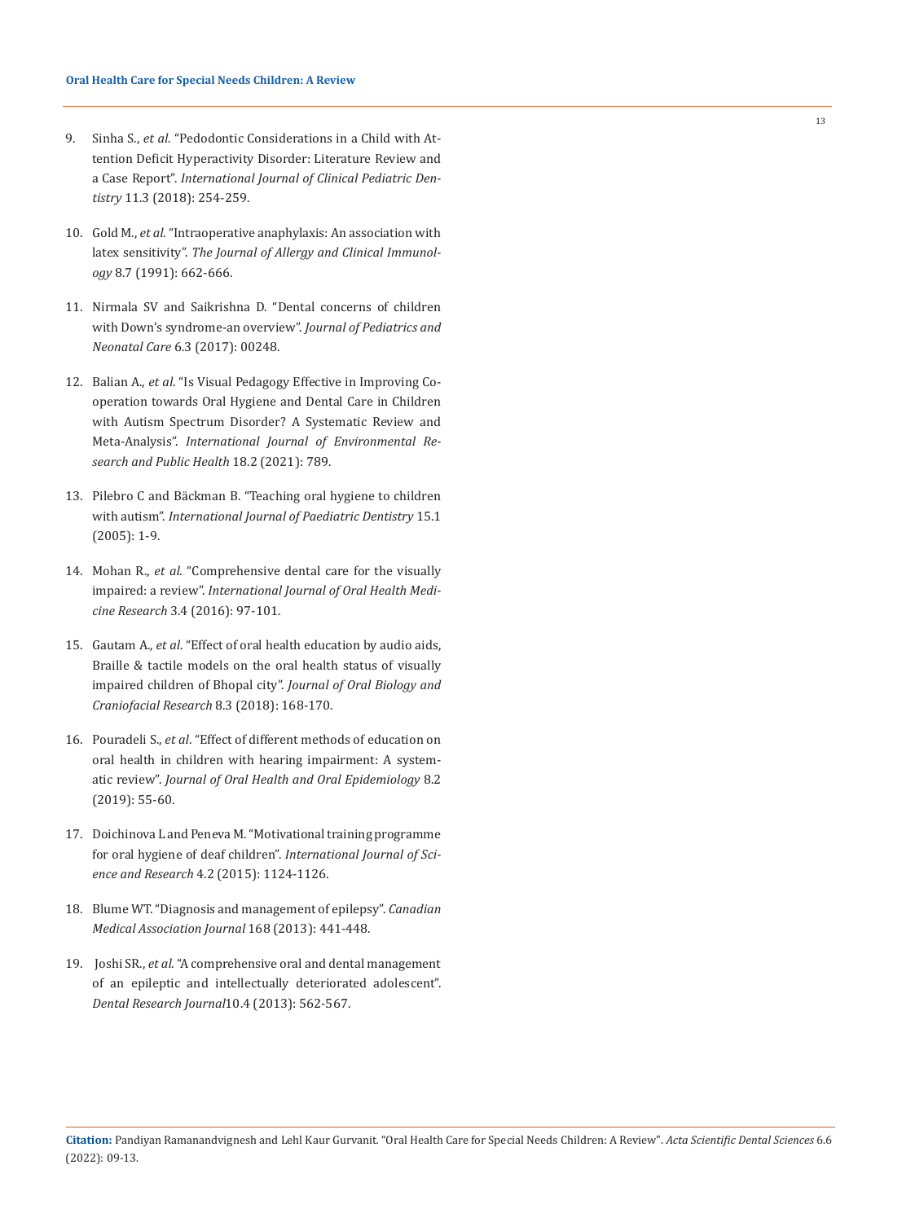9. Sinha S., *et al*. "Pedodontic Considerations in a Child with Attention Deficit Hyperactivity Disorder: Literature Review and a Case Report". *International Journal of Clinical Pediatric Dentistry* 11.3 (2018): 254-259.

10. Gold M., *et al*. "Intraoperative anaphylaxis: An association with latex sensitivity". *The Journal of Allergy and Clinical Immunology* 8.7 (1991): 662-666.

11. Nirmala SV and Saikrishna D. "Dental concerns of children with Down's syndrome-an overview". *Journal of Pediatrics and Neonatal Care* 6.3 (2017): 00248.

12. Balian A., *et al*. "Is Visual Pedagogy Effective in Improving Cooperation towards Oral Hygiene and Dental Care in Children with Autism Spectrum Disorder? A Systematic Review and Meta-Analysis". *International Journal of Environmental Research and Public Health* 18.2 (2021): 789.

13. Pilebro C and Bäckman B. "Teaching oral hygiene to children with autism". *International Journal of Paediatric Dentistry* 15.1 (2005): 1-9.

14. Mohan R., *et al*. "Comprehensive dental care for the visually impaired: a review". *International Journal of Oral Health Medicine Research* 3.4 (2016): 97-101.

15. Gautam A., *et al*. "Effect of oral health education by audio aids, Braille & tactile models on the oral health status of visually impaired children of Bhopal city". *Journal of Oral Biology and Craniofacial Research* 8.3 (2018): 168-170.

16. Pouradeli S., *et al*. "Effect of different methods of education on oral health in children with hearing impairment: A systematic review". *Journal of Oral Health and Oral Epidemiology* 8.2 (2019): 55-60.

17. Doichinova L and Peneva M. "Motivational training programme for oral hygiene of deaf children". *International Journal of Science and Research* 4.2 (2015): 1124-1126.

18. Blume WT. "Diagnosis and management of epilepsy". *Canadian Medical Association Journal* 168 (2013): 441-448.

19. Joshi SR., *et al*. "A comprehensive oral and dental management of an epileptic and intellectually deteriorated adolescent". *Dental Research Journal* 10.4 (2013): 562-567.